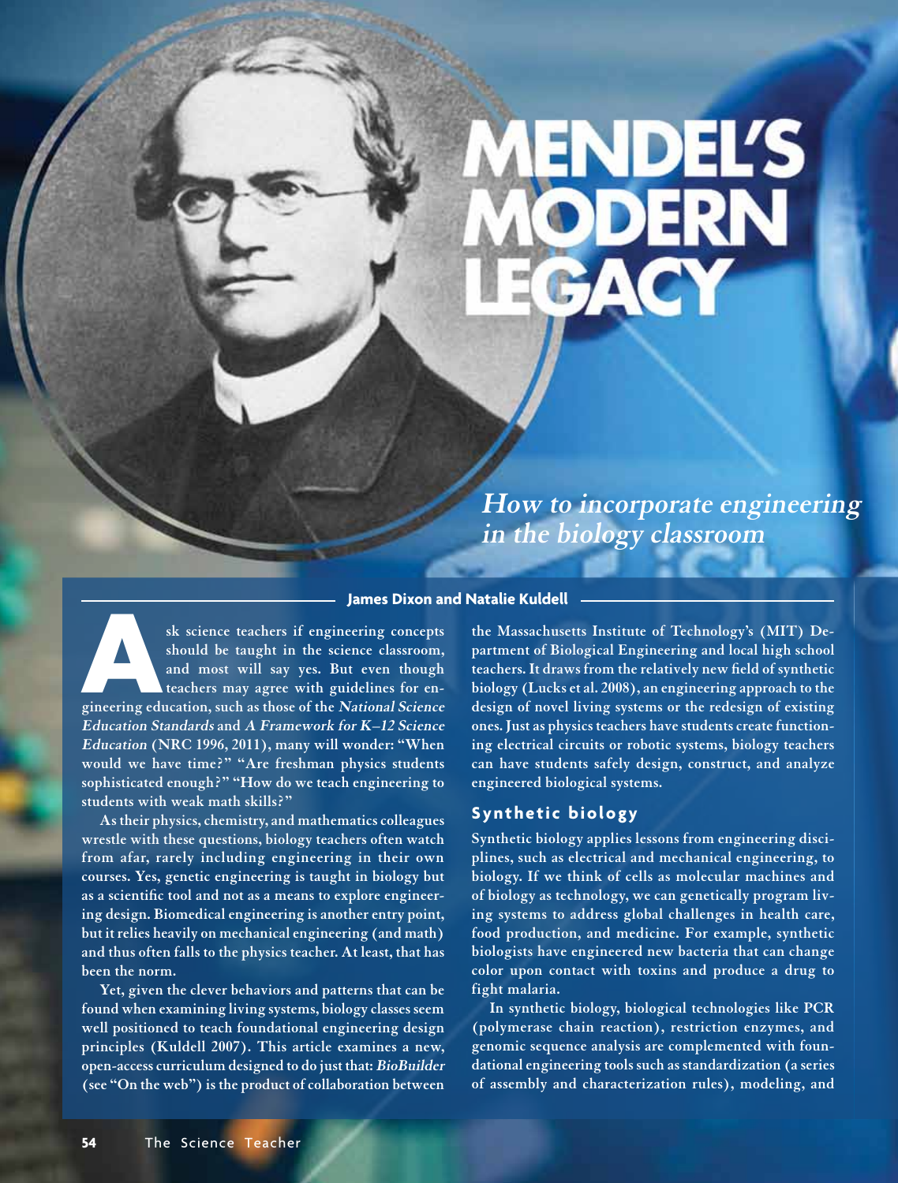# MENDEL'S MODERN LEGACY

*How to incorporate engineering in the biology classroom*

**James Dixon and Natalie Kuldell**

Ask science teachers if engineering concepts should be taught in the science classroom, and most will say yes. But even though teachers may agree with guidelines for engineering education, such as those of the *National Science Education Standards* and *A Framework for K–12 Science Education* (NRC 1996, 2011), many will wonder: "When would we have time?" "Are freshman physics students sophisticated enough?" "How do we teach engineering to students with weak math skills?"

As their physics, chemistry, and mathematics colleagues wrestle with these questions, biology teachers often watch from afar, rarely including engineering in their own courses. Yes, genetic engineering is taught in biology but as a scientific tool and not as a means to explore engineering design. Biomedical engineering is another entry point, but it relies heavily on mechanical engineering (and math) and thus often falls to the physics teacher. At least, that has been the norm.

Yet, given the clever behaviors and patterns that can be found when examining living systems, biology classes seem well positioned to teach foundational engineering design principles (Kuldell 2007). This article examines a new, open-access curriculum designed to do just that: *BioBuilder* (see "On the web") is the product of collaboration between the Massachusetts Institute of Technology's (MIT) Department of Biological Engineering and local high school teachers. It draws from the relatively new field of synthetic biology (Lucks et al. 2008), an engineering approach to the design of novel living systems or the redesign of existing ones. Just as physics teachers have students create functioning electrical circuits or robotic systems, biology teachers can have students safely design, construct, and analyze engineered biological systems.

## Synthetic biology

Synthetic biology applies lessons from engineering disciplines, such as electrical and mechanical engineering, to biology. If we think of cells as molecular machines and of biology as technology, we can genetically program living systems to address global challenges in health care, food production, and medicine. For example, synthetic biologists have engineered new bacteria that can change color upon contact with toxins and produce a drug to fight malaria.

In synthetic biology, biological technologies like PCR (polymerase chain reaction), restriction enzymes, and genomic sequence analysis are complemented with foundational engineering tools such as standardization (a series of assembly and characterization rules), modeling, and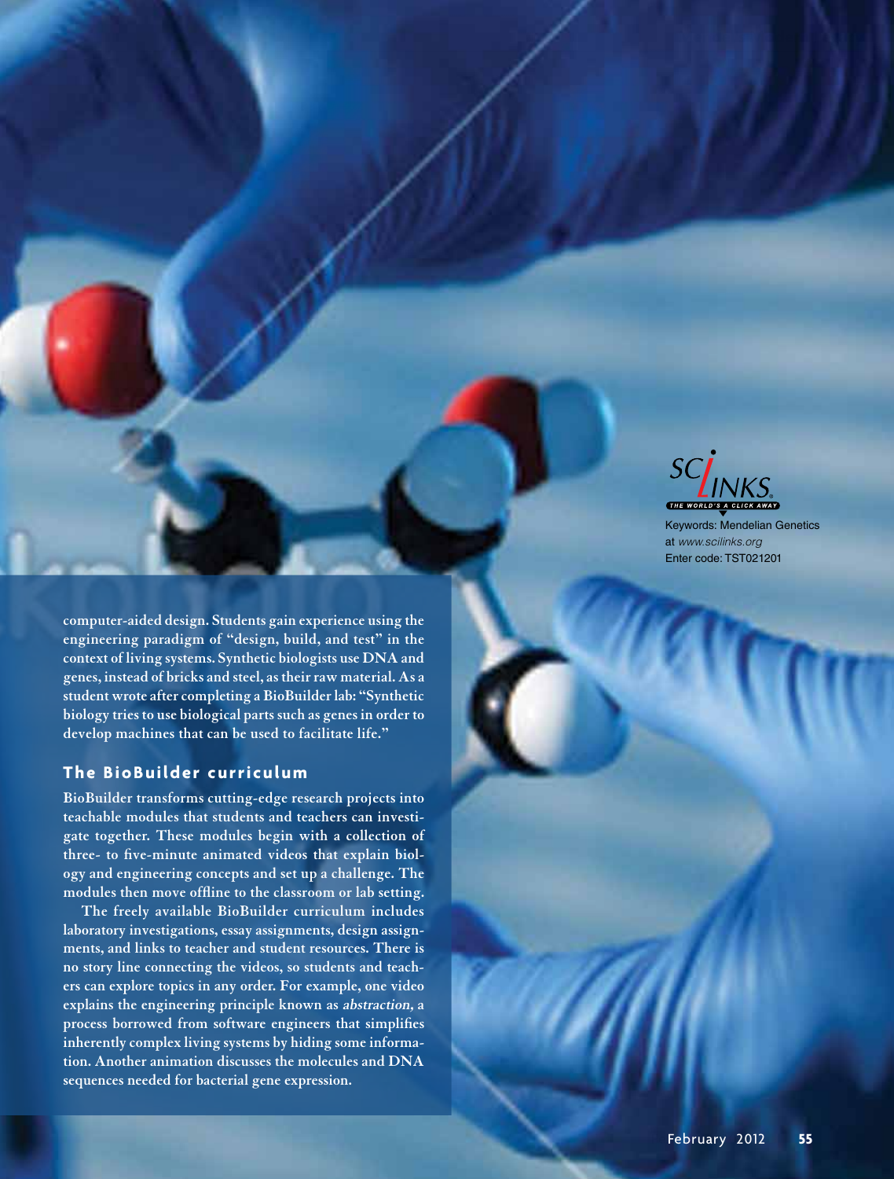computer-aided design. Students gain experience using the engineering paradigm of "design, build, and test" in the context of living systems. Synthetic biologists use DNA and genes, instead of bricks and steel, as their raw material. As a student wrote after completing a BioBuilder lab: "Synthetic biology tries to use biological parts such as genes in order to develop machines that can be used to facilitate life."

## The BioBuilder curriculum

BioBuilder transforms cutting-edge research projects into teachable modules that students and teachers can investigate together. These modules begin with a collection of three- to five-minute animated videos that explain biology and engineering concepts and set up a challenge. The modules then move offline to the classroom or lab setting.

The freely available BioBuilder curriculum includes laboratory investigations, essay assignments, design assignments, and links to teacher and student resources. There is no story line connecting the videos, so students and teachers can explore topics in any order. For example, one video explains the engineering principle known as *abstraction,* a process borrowed from software engineers that simplifies inherently complex living systems by hiding some information. Another animation discusses the molecules and DNA sequences needed for bacterial gene expression.

SCiLINKS THE WORLD'S A CLICK AWAY

Keywords: Mendelian Genetics
at *www.scilinks.org*
Enter code: TST021201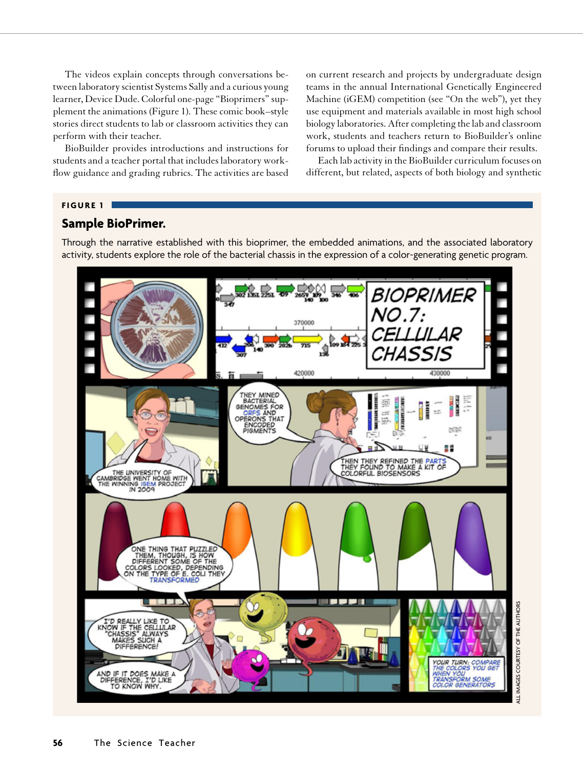The videos explain concepts through conversations between laboratory scientist Systems Sally and a curious young learner, Device Dude. Colorful one-page "Bioprimers" supplement the animations (Figure 1). These comic book–style stories direct students to lab or classroom activities they can perform with their teacher.

BioBuilder provides introductions and instructions for students and a teacher portal that includes laboratory workflow guidance and grading rubrics. The activities are based on current research and projects by undergraduate design teams in the annual International Genetically Engineered Machine (iGEM) competition (see "On the web"), yet they use equipment and materials available in most high school biology laboratories. After completing the lab and classroom work, students and teachers return to BioBuilder's online forums to upload their findings and compare their results.

Each lab activity in the BioBuilder curriculum focuses on different, but related, aspects of both biology and synthetic

**FIGURE 1**

## Sample BioPrimer.

Through the narrative established with this bioprimer, the embedded animations, and the associated laboratory activity, students explore the role of the bacterial chassis in the expression of a color-generating genetic program.

ALL IMAGES COURTESY OF THE AUTHORS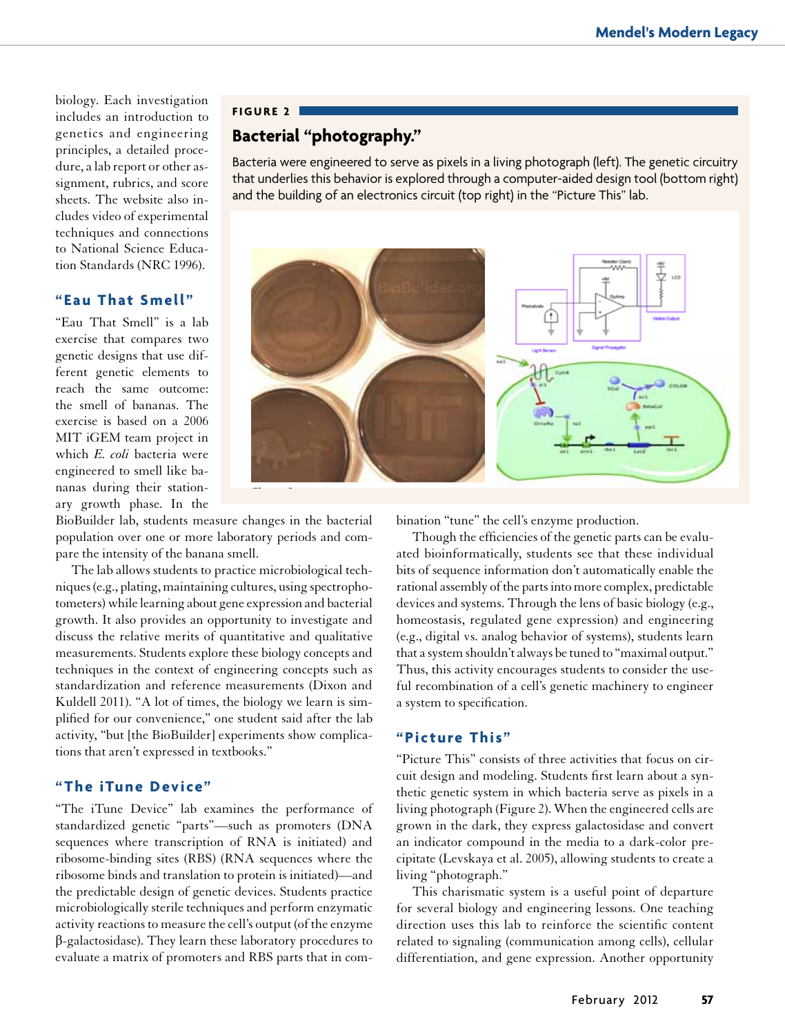biology. Each investigation includes an introduction to genetics and engineering principles, a detailed procedure, a lab report or other assignment, rubrics, and score sheets. The website also includes video of experimental techniques and connections to National Science Education Standards (NRC 1996).

**FIGURE 2**

**Bacterial "photography."**

Bacteria were engineered to serve as pixels in a living photograph (left). The genetic circuitry that underlies this behavior is explored through a computer-aided design tool (bottom right) and the building of an electronics circuit (top right) in the "Picture This" lab.

## "Eau That Smell"

"Eau That Smell" is a lab exercise that compares two genetic designs that use different genetic elements to reach the same outcome: the smell of bananas. The exercise is based on a 2006 MIT iGEM team project in which *E. coli* bacteria were engineered to smell like bananas during their stationary growth phase. In the BioBuilder lab, students measure changes in the bacterial population over one or more laboratory periods and compare the intensity of the banana smell.

The lab allows students to practice microbiological techniques (e.g., plating, maintaining cultures, using spectrophotometers) while learning about gene expression and bacterial growth. It also provides an opportunity to investigate and discuss the relative merits of quantitative and qualitative measurements. Students explore these biology concepts and techniques in the context of engineering concepts such as standardization and reference measurements (Dixon and Kuldell 2011). "A lot of times, the biology we learn is simplified for our convenience," one student said after the lab activity, "but [the BioBuilder] experiments show complications that aren't expressed in textbooks."

## "The iTune Device"

"The iTune Device" lab examines the performance of standardized genetic "parts"—such as promoters (DNA sequences where transcription of RNA is initiated) and ribosome-binding sites (RBS) (RNA sequences where the ribosome binds and translation to protein is initiated)—and the predictable design of genetic devices. Students practice microbiologically sterile techniques and perform enzymatic activity reactions to measure the cell's output (of the enzyme β-galactosidase). They learn these laboratory procedures to evaluate a matrix of promoters and RBS parts that in combination "tune" the cell's enzyme production.

Though the efficiencies of the genetic parts can be evaluated bioinformatically, students see that these individual bits of sequence information don't automatically enable the rational assembly of the parts into more complex, predictable devices and systems. Through the lens of basic biology (e.g., homeostasis, regulated gene expression) and engineering (e.g., digital vs. analog behavior of systems), students learn that a system shouldn't always be tuned to "maximal output." Thus, this activity encourages students to consider the useful recombination of a cell's genetic machinery to engineer a system to specification.

## "Picture This"

"Picture This" consists of three activities that focus on circuit design and modeling. Students first learn about a synthetic genetic system in which bacteria serve as pixels in a living photograph (Figure 2). When the engineered cells are grown in the dark, they express galactosidase and convert an indicator compound in the media to a dark-color precipitate (Levskaya et al. 2005), allowing students to create a living "photograph."

This charismatic system is a useful point of departure for several biology and engineering lessons. One teaching direction uses this lab to reinforce the scientific content related to signaling (communication among cells), cellular differentiation, and gene expression. Another opportunity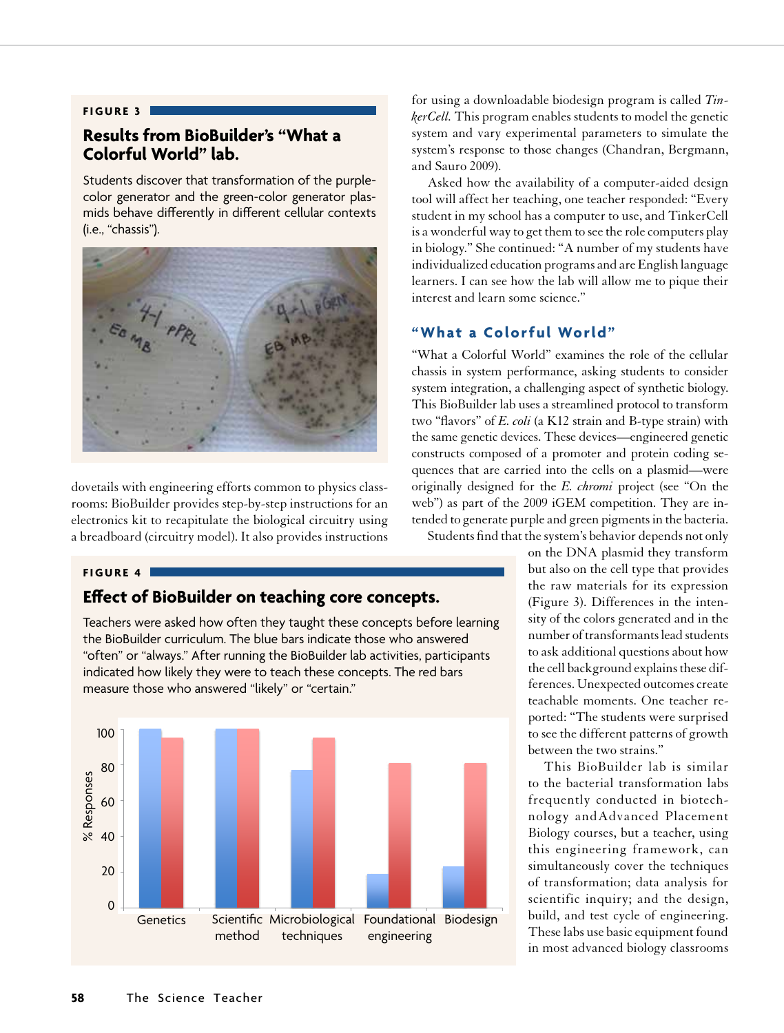**FIGURE 3**

### Results from BioBuilder's "What a Colorful World" lab.

Students discover that transformation of the purple-color generator and the green-color generator plasmids behave differently in different cellular contexts (i.e., "chassis").

dovetails with engineering efforts common to physics classrooms: BioBuilder provides step-by-step instructions for an electronics kit to recapitulate the biological circuitry using a breadboard (circuitry model). It also provides instructions for using a downloadable biodesign program is called *TinkerCell*. This program enables students to model the genetic system and vary experimental parameters to simulate the system's response to those changes (Chandran, Bergmann, and Sauro 2009).

Asked how the availability of a computer-aided design tool will affect her teaching, one teacher responded: "Every student in my school has a computer to use, and TinkerCell is a wonderful way to get them to see the role computers play in biology." She continued: "A number of my students have individualized education programs and are English language learners. I can see how the lab will allow me to pique their interest and learn some science."

## "What a Colorful World"

"What a Colorful World" examines the role of the cellular chassis in system performance, asking students to consider system integration, a challenging aspect of synthetic biology. This BioBuilder lab uses a streamlined protocol to transform two "flavors" of *E. coli* (a K12 strain and B-type strain) with the same genetic devices. These devices—engineered genetic constructs composed of a promoter and protein coding sequences that are carried into the cells on a plasmid—were originally designed for the *E. chromi* project (see "On the web") as part of the 2009 iGEM competition. They are intended to generate purple and green pigments in the bacteria.

Students find that the system's behavior depends not only on the DNA plasmid they transform but also on the cell type that provides the raw materials for its expression (Figure 3). Differences in the intensity of the colors generated and in the number of transformants lead students to ask additional questions about how the cell background explains these differences. Unexpected outcomes create teachable moments. One teacher reported: "The students were surprised to see the different patterns of growth between the two strains."

This BioBuilder lab is similar to the bacterial transformation labs frequently conducted in biotechnology and Advanced Placement Biology courses, but a teacher, using this engineering framework, can simultaneously cover the techniques of transformation; data analysis for scientific inquiry; and the design, build, and test cycle of engineering. These labs use basic equipment found in most advanced biology classrooms

**FIGURE 4**

### Effect of BioBuilder on teaching core concepts.

Teachers were asked how often they taught these concepts before learning the BioBuilder curriculum. The blue bars indicate those who answered "often" or "always." After running the BioBuilder lab activities, participants indicated how likely they were to teach these concepts. The red bars measure those who answered "likely" or "certain."

| Concept | Before (% "often"/"always", blue) | After (% "likely"/"certain", red) |
|---|---|---|
| Genetics | ~100 | ~95 |
| Scientific method | ~100 | ~100 |
| Microbiological techniques | ~77 | ~95 |
| Foundational engineering | ~18 | ~81 |
| Biodesign | ~23 | ~81 |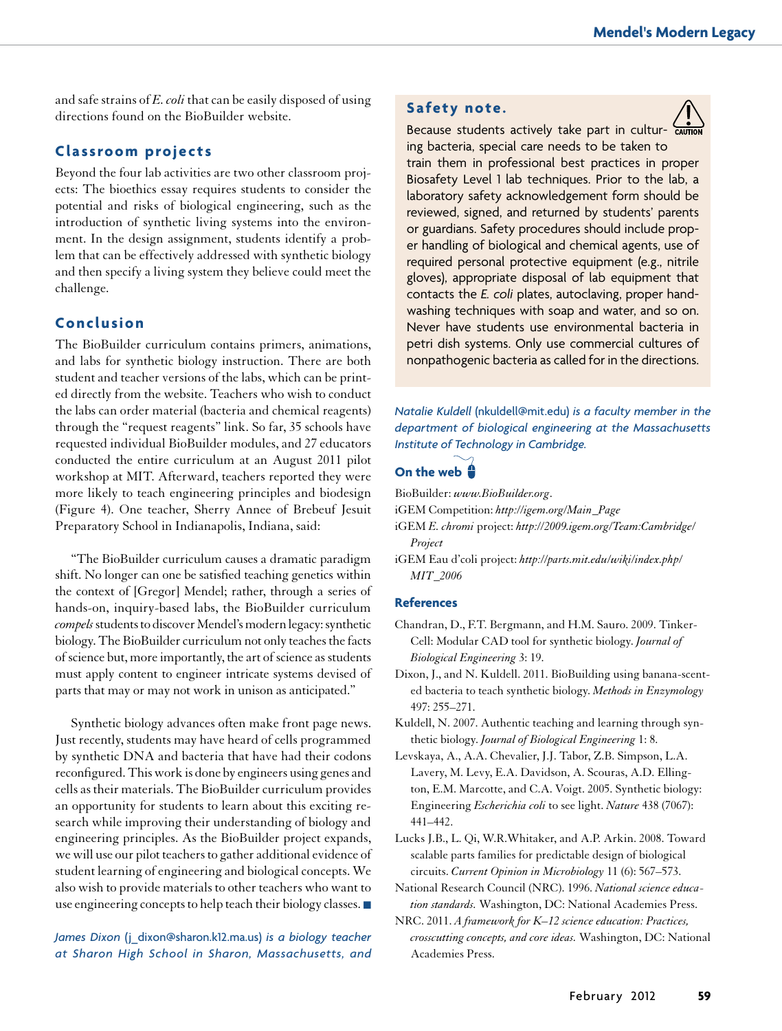and safe strains of *E. coli* that can be easily disposed of using directions found on the BioBuilder website.

## Classroom projects

Beyond the four lab activities are two other classroom projects: The bioethics essay requires students to consider the potential and risks of biological engineering, such as the introduction of synthetic living systems into the environment. In the design assignment, students identify a problem that can be effectively addressed with synthetic biology and then specify a living system they believe could meet the challenge.

## Conclusion

The BioBuilder curriculum contains primers, animations, and labs for synthetic biology instruction. There are both student and teacher versions of the labs, which can be printed directly from the website. Teachers who wish to conduct the labs can order material (bacteria and chemical reagents) through the "request reagents" link. So far, 35 schools have requested individual BioBuilder modules, and 27 educators conducted the entire curriculum at an August 2011 pilot workshop at MIT. Afterward, teachers reported they were more likely to teach engineering principles and biodesign (Figure 4). One teacher, Sherry Annee of Brebeuf Jesuit Preparatory School in Indianapolis, Indiana, said:

> "The BioBuilder curriculum causes a dramatic paradigm shift. No longer can one be satisfied teaching genetics within the context of [Gregor] Mendel; rather, through a series of hands-on, inquiry-based labs, the BioBuilder curriculum *compels* students to discover Mendel's modern legacy: synthetic biology. The BioBuilder curriculum not only teaches the facts of science but, more importantly, the art of science as students must apply content to engineer intricate systems devised of parts that may or may not work in unison as anticipated."

Synthetic biology advances often make front page news. Just recently, students may have heard of cells programmed by synthetic DNA and bacteria that have had their codons reconfigured. This work is done by engineers using genes and cells as their materials. The BioBuilder curriculum provides an opportunity for students to learn about this exciting research while improving their understanding of biology and engineering principles. As the BioBuilder project expands, we will use our pilot teachers to gather additional evidence of student learning of engineering and biological concepts. We also wish to provide materials to other teachers who want to use engineering concepts to help teach their biology classes. ■

*James Dixon* (j_dixon@sharon.k12.ma.us) *is a biology teacher at Sharon High School in Sharon, Massachusetts, and* *Natalie Kuldell* (nkuldell@mit.edu) *is a faculty member in the department of biological engineering at the Massachusetts Institute of Technology in Cambridge.*

> **Safety note.**
>
> Because students actively take part in culturing bacteria, special care needs to be taken to train them in professional best practices in proper Biosafety Level 1 lab techniques. Prior to the lab, a laboratory safety acknowledgement form should be reviewed, signed, and returned by students' parents or guardians. Safety procedures should include proper handling of biological and chemical agents, use of required personal protective equipment (e.g., nitrile gloves), appropriate disposal of lab equipment that contacts the *E. coli* plates, autoclaving, proper handwashing techniques with soap and water, and so on. Never have students use environmental bacteria in petri dish systems. Only use commercial cultures of nonpathogenic bacteria as called for in the directions.

### On the web

BioBuilder: *www.BioBuilder.org*.
iGEM Competition: *http://igem.org/Main_Page*
iGEM *E. chromi* project: *http://2009.igem.org/Team:Cambridge/Project*
iGEM Eau d'coli project: *http://parts.mit.edu/wiki/index.php/MIT_2006*

### References

Chandran, D., F.T. Bergmann, and H.M. Sauro. 2009. TinkerCell: Modular CAD tool for synthetic biology. *Journal of Biological Engineering* 3: 19.

Dixon, J., and N. Kuldell. 2011. BioBuilding using banana-scented bacteria to teach synthetic biology. *Methods in Enzymology* 497: 255–271.

Kuldell, N. 2007. Authentic teaching and learning through synthetic biology. *Journal of Biological Engineering* 1: 8.

Levskaya, A., A.A. Chevalier, J.J. Tabor, Z.B. Simpson, L.A. Lavery, M. Levy, E.A. Davidson, A. Scouras, A.D. Ellington, E.M. Marcotte, and C.A. Voigt. 2005. Synthetic biology: Engineering *Escherichia coli* to see light. *Nature* 438 (7067): 441–442.

Lucks J.B., L. Qi, W.R.Whitaker, and A.P. Arkin. 2008. Toward scalable parts families for predictable design of biological circuits. *Current Opinion in Microbiology* 11 (6): 567–573.

National Research Council (NRC). 1996. *National science education standards.* Washington, DC: National Academies Press.

NRC. 2011. *A framework for K–12 science education: Practices, crosscutting concepts, and core ideas.* Washington, DC: National Academies Press.